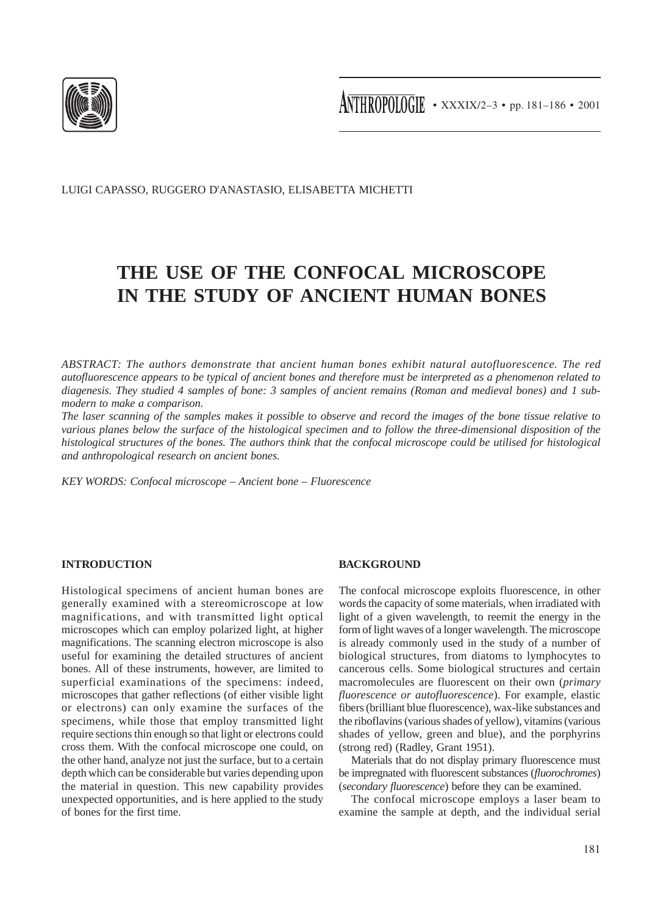LUIGI CAPASSO, RUGGERO D'ANASTASIO, ELISABETTA MICHETTI

# THE USE OF THE CONFOCAL MICROSCOPE IN THE STUDY OF ANCIENT HUMAN BONES

*ABSTRACT: The authors demonstrate that ancient human bones exhibit natural autofluorescence. The red autofluorescence appears to be typical of ancient bones and therefore must be interpreted as a phenomenon related to diagenesis. They studied 4 samples of bone: 3 samples of ancient remains (Roman and medieval bones) and 1 sub-modern to make a comparison.*

*The laser scanning of the samples makes it possible to observe and record the images of the bone tissue relative to various planes below the surface of the histological specimen and to follow the three-dimensional disposition of the histological structures of the bones. The authors think that the confocal microscope could be utilised for histological and anthropological research on ancient bones.*

*KEY WORDS: Confocal microscope – Ancient bone – Fluorescence*

## INTRODUCTION

Histological specimens of ancient human bones are generally examined with a stereomicroscope at low magnifications, and with transmitted light optical microscopes which can employ polarized light, at higher magnifications. The scanning electron microscope is also useful for examining the detailed structures of ancient bones. All of these instruments, however, are limited to superficial examinations of the specimens: indeed, microscopes that gather reflections (of either visible light or electrons) can only examine the surfaces of the specimens, while those that employ transmitted light require sections thin enough so that light or electrons could cross them. With the confocal microscope one could, on the other hand, analyze not just the surface, but to a certain depth which can be considerable but varies depending upon the material in question. This new capability provides unexpected opportunities, and is here applied to the study of bones for the first time.

## BACKGROUND

The confocal microscope exploits fluorescence, in other words the capacity of some materials, when irradiated with light of a given wavelength, to reemit the energy in the form of light waves of a longer wavelength. The microscope is already commonly used in the study of a number of biological structures, from diatoms to lymphocytes to cancerous cells. Some biological structures and certain macromolecules are fluorescent on their own (*primary fluorescence or autofluorescence*). For example, elastic fibers (brilliant blue fluorescence), wax-like substances and the riboflavins (various shades of yellow), vitamins (various shades of yellow, green and blue), and the porphyrins (strong red) (Radley, Grant 1951).

Materials that do not display primary fluorescence must be impregnated with fluorescent substances (*fluorochromes*) (*secondary fluorescence*) before they can be examined.

The confocal microscope employs a laser beam to examine the sample at depth, and the individual serial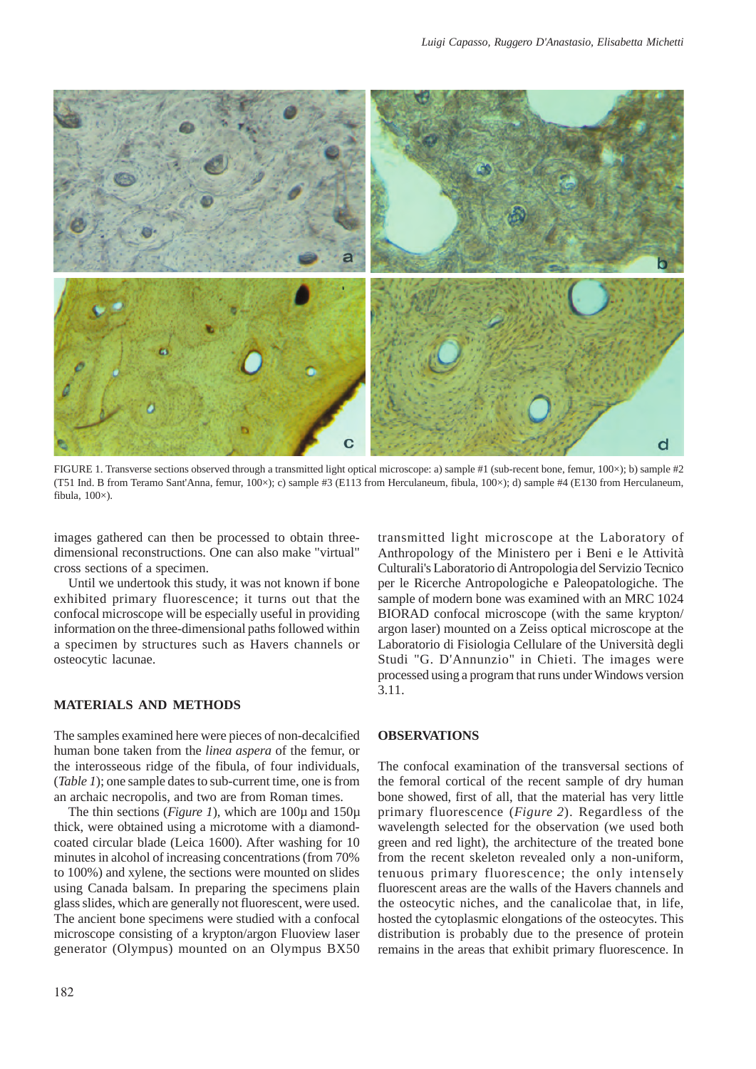FIGURE 1. Transverse sections observed through a transmitted light optical microscope: a) sample #1 (sub-recent bone, femur, 100×); b) sample #2 (T51 Ind. B from Teramo Sant'Anna, femur, 100×); c) sample #3 (E113 from Herculaneum, fibula, 100×); d) sample #4 (E130 from Herculaneum, fibula, 100×).

images gathered can then be processed to obtain three-dimensional reconstructions. One can also make "virtual" cross sections of a specimen.

Until we undertook this study, it was not known if bone exhibited primary fluorescence; it turns out that the confocal microscope will be especially useful in providing information on the three-dimensional paths followed within a specimen by structures such as Havers channels or osteocytic lacunae.

## MATERIALS AND METHODS

The samples examined here were pieces of non-decalcified human bone taken from the *linea aspera* of the femur, or the interosseous ridge of the fibula, of four individuals, (*Table 1*); one sample dates to sub-current time, one is from an archaic necropolis, and two are from Roman times.

The thin sections (*Figure 1*), which are 100µ and 150µ thick, were obtained using a microtome with a diamond-coated circular blade (Leica 1600). After washing for 10 minutes in alcohol of increasing concentrations (from 70% to 100%) and xylene, the sections were mounted on slides using Canada balsam. In preparing the specimens plain glass slides, which are generally not fluorescent, were used. The ancient bone specimens were studied with a confocal microscope consisting of a krypton/argon Fluoview laser generator (Olympus) mounted on an Olympus BX50 transmitted light microscope at the Laboratory of Anthropology of the Ministero per i Beni e le Attività Culturali's Laboratorio di Antropologia del Servizio Tecnico per le Ricerche Antropologiche e Paleopatologiche. The sample of modern bone was examined with an MRC 1024 BIORAD confocal microscope (with the same krypton/argon laser) mounted on a Zeiss optical microscope at the Laboratorio di Fisiologia Cellulare of the Università degli Studi "G. D'Annunzio" in Chieti. The images were processed using a program that runs under Windows version 3.11.

## OBSERVATIONS

The confocal examination of the transversal sections of the femoral cortical of the recent sample of dry human bone showed, first of all, that the material has very little primary fluorescence (*Figure 2*). Regardless of the wavelength selected for the observation (we used both green and red light), the architecture of the treated bone from the recent skeleton revealed only a non-uniform, tenuous primary fluorescence; the only intensely fluorescent areas are the walls of the Havers channels and the osteocytic niches, and the canalicolae that, in life, hosted the cytoplasmic elongations of the osteocytes. This distribution is probably due to the presence of protein remains in the areas that exhibit primary fluorescence. In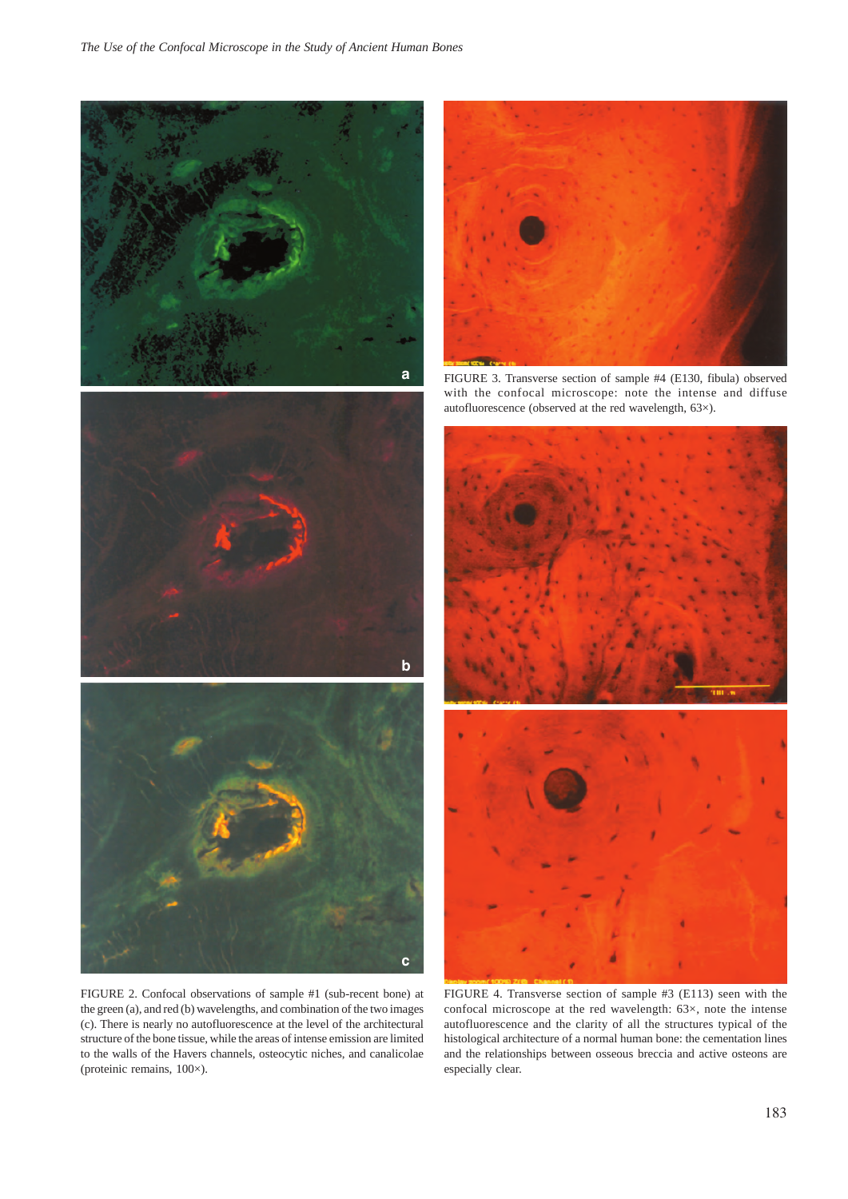FIGURE 2. Confocal observations of sample #1 (sub-recent bone) at the green (a), and red (b) wavelengths, and combination of the two images (c). There is nearly no autofluorescence at the level of the architectural structure of the bone tissue, while the areas of intense emission are limited to the walls of the Havers channels, osteocytic niches, and canalicolae (proteinic remains, 100×).

FIGURE 3. Transverse section of sample #4 (E130, fibula) observed with the confocal microscope: note the intense and diffuse autofluorescence (observed at the red wavelength, 63×).

FIGURE 4. Transverse section of sample #3 (E113) seen with the confocal microscope at the red wavelength: 63×, note the intense autofluorescence and the clarity of all the structures typical of the histological architecture of a normal human bone: the cementation lines and the relationships between osseous breccia and active osteons are especially clear.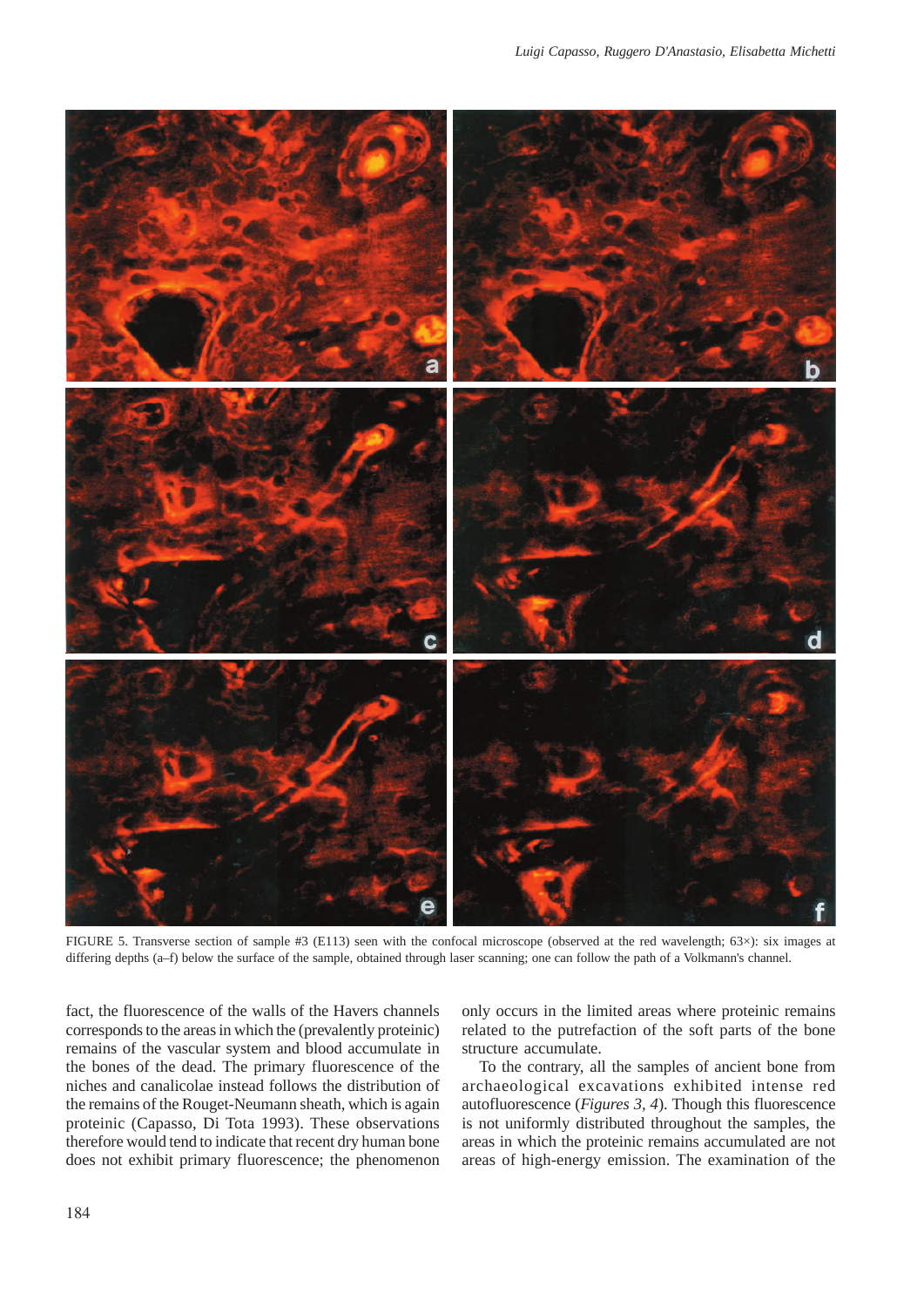FIGURE 5. Transverse section of sample #3 (E113) seen with the confocal microscope (observed at the red wavelength; 63×): six images at differing depths (a–f) below the surface of the sample, obtained through laser scanning; one can follow the path of a Volkmann's channel.

fact, the fluorescence of the walls of the Havers channels corresponds to the areas in which the (prevalently proteinic) remains of the vascular system and blood accumulate in the bones of the dead. The primary fluorescence of the niches and canalicolae instead follows the distribution of the remains of the Rouget-Neumann sheath, which is again proteinic (Capasso, Di Tota 1993). These observations therefore would tend to indicate that recent dry human bone does not exhibit primary fluorescence; the phenomenon only occurs in the limited areas where proteinic remains related to the putrefaction of the soft parts of the bone structure accumulate.

To the contrary, all the samples of ancient bone from archaeological excavations exhibited intense red autofluorescence (*Figures 3, 4*). Though this fluorescence is not uniformly distributed throughout the samples, the areas in which the proteinic remains accumulated are not areas of high-energy emission. The examination of the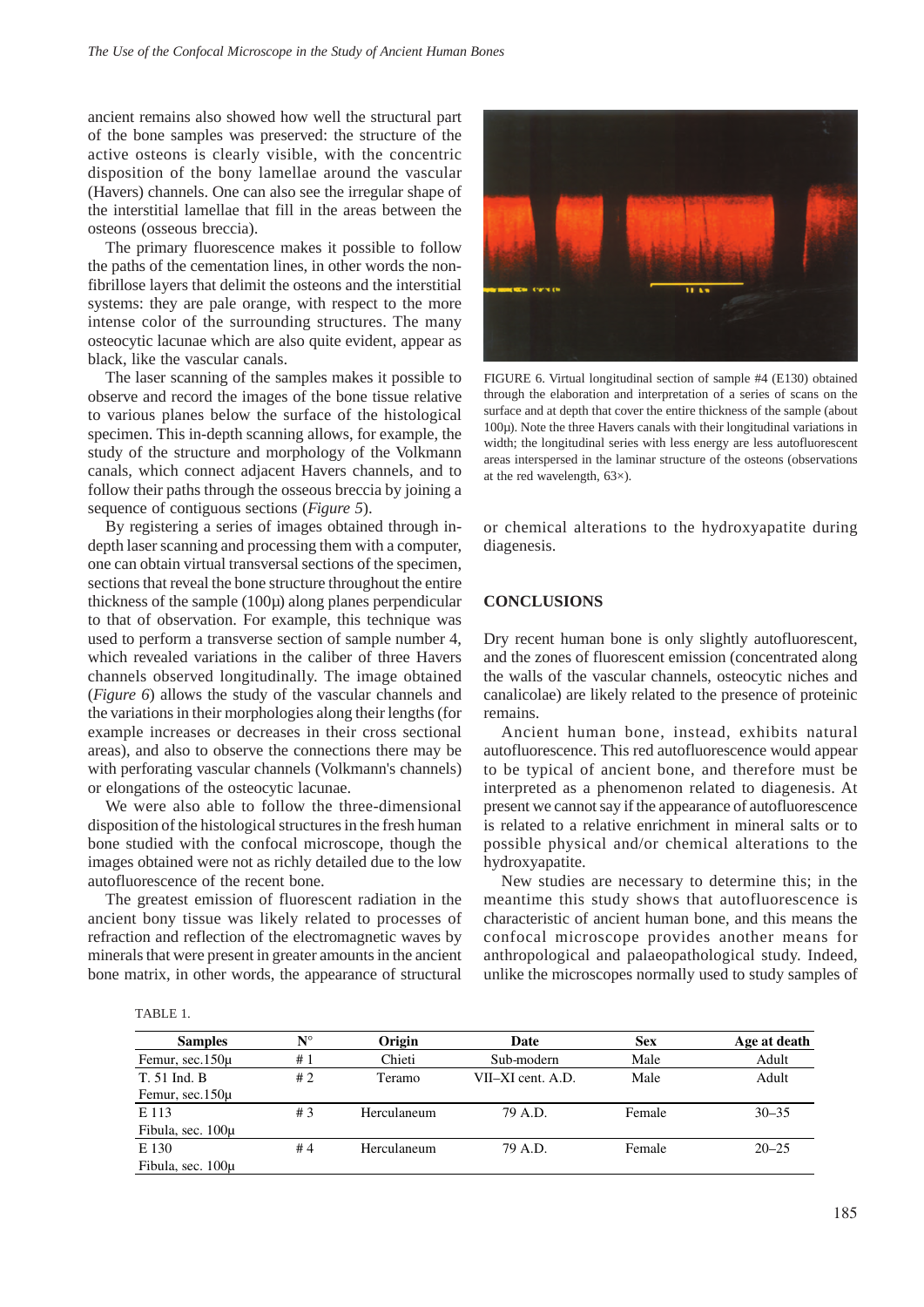ancient remains also showed how well the structural part of the bone samples was preserved: the structure of the active osteons is clearly visible, with the concentric disposition of the bony lamellae around the vascular (Havers) channels. One can also see the irregular shape of the interstitial lamellae that fill in the areas between the osteons (osseous breccia).

The primary fluorescence makes it possible to follow the paths of the cementation lines, in other words the non-fibrillose layers that delimit the osteons and the interstitial systems: they are pale orange, with respect to the more intense color of the surrounding structures. The many osteocytic lacunae which are also quite evident, appear as black, like the vascular canals.

The laser scanning of the samples makes it possible to observe and record the images of the bone tissue relative to various planes below the surface of the histological specimen. This in-depth scanning allows, for example, the study of the structure and morphology of the Volkmann canals, which connect adjacent Havers channels, and to follow their paths through the osseous breccia by joining a sequence of contiguous sections (*Figure 5*).

By registering a series of images obtained through in-depth laser scanning and processing them with a computer, one can obtain virtual transversal sections of the specimen, sections that reveal the bone structure throughout the entire thickness of the sample (100μ) along planes perpendicular to that of observation. For example, this technique was used to perform a transverse section of sample number 4, which revealed variations in the caliber of three Havers channels observed longitudinally. The image obtained (*Figure 6*) allows the study of the vascular channels and the variations in their morphologies along their lengths (for example increases or decreases in their cross sectional areas), and also to observe the connections there may be with perforating vascular channels (Volkmann's channels) or elongations of the osteocytic lacunae.

We were also able to follow the three-dimensional disposition of the histological structures in the fresh human bone studied with the confocal microscope, though the images obtained were not as richly detailed due to the low autofluorescence of the recent bone.

The greatest emission of fluorescent radiation in the ancient bony tissue was likely related to processes of refraction and reflection of the electromagnetic waves by minerals that were present in greater amounts in the ancient bone matrix, in other words, the appearance of structural or chemical alterations to the hydroxyapatite during diagenesis.

FIGURE 6. Virtual longitudinal section of sample #4 (E130) obtained through the elaboration and interpretation of a series of scans on the surface and at depth that cover the entire thickness of the sample (about 100μ). Note the three Havers canals with their longitudinal variations in width; the longitudinal series with less energy are less autofluorescent areas interspersed in the laminar structure of the osteons (observations at the red wavelength, 63×).

## CONCLUSIONS

Dry recent human bone is only slightly autofluorescent, and the zones of fluorescent emission (concentrated along the walls of the vascular channels, osteocytic niches and canalicolae) are likely related to the presence of proteinic remains.

Ancient human bone, instead, exhibits natural autofluorescence. This red autofluorescence would appear to be typical of ancient bone, and therefore must be interpreted as a phenomenon related to diagenesis. At present we cannot say if the appearance of autofluorescence is related to a relative enrichment in mineral salts or to possible physical and/or chemical alterations to the hydroxyapatite.

New studies are necessary to determine this; in the meantime this study shows that autofluorescence is characteristic of ancient human bone, and this means the confocal microscope provides another means for anthropological and palaeopathological study. Indeed, unlike the microscopes normally used to study samples of

TABLE 1.

| Samples | N° | Origin | Date | Sex | Age at death |
|---|---|---|---|---|---|
| Femur, sec.150μ | # 1 | Chieti | Sub-modern | Male | Adult |
| T. 51 Ind. B<br>Femur, sec.150μ | # 2 | Teramo | VII–XI cent. A.D. | Male | Adult |
| E 113<br>Fibula, sec. 100μ | # 3 | Herculaneum | 79 A.D. | Female | 30–35 |
| E 130<br>Fibula, sec. 100μ | # 4 | Herculaneum | 79 A.D. | Female | 20–25 |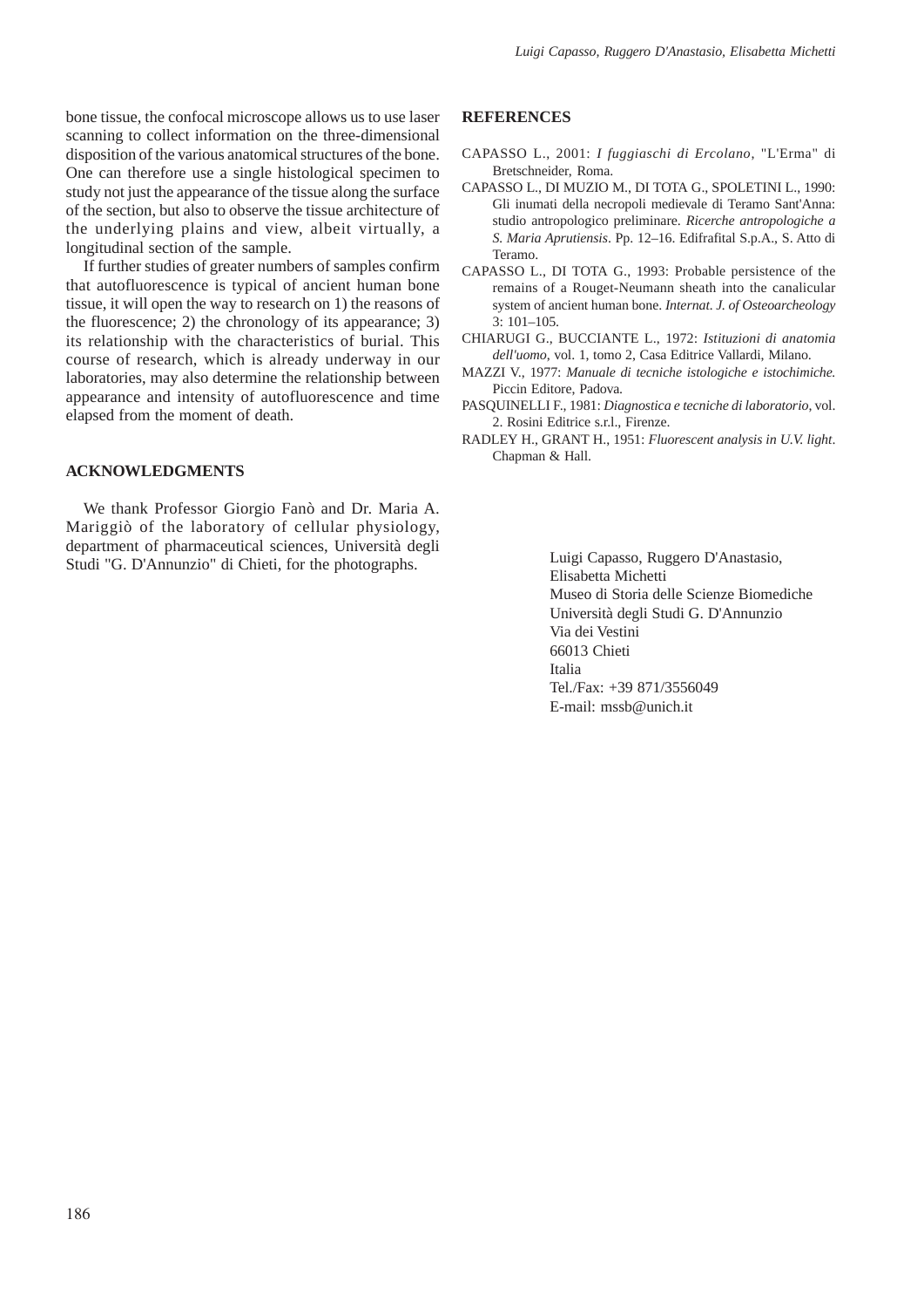bone tissue, the confocal microscope allows us to use laser scanning to collect information on the three-dimensional disposition of the various anatomical structures of the bone. One can therefore use a single histological specimen to study not just the appearance of the tissue along the surface of the section, but also to observe the tissue architecture of the underlying plains and view, albeit virtually, a longitudinal section of the sample.

If further studies of greater numbers of samples confirm that autofluorescence is typical of ancient human bone tissue, it will open the way to research on 1) the reasons of the fluorescence; 2) the chronology of its appearance; 3) its relationship with the characteristics of burial. This course of research, which is already underway in our laboratories, may also determine the relationship between appearance and intensity of autofluorescence and time elapsed from the moment of death.

## ACKNOWLEDGMENTS

We thank Professor Giorgio Fanò and Dr. Maria A. Mariggiò of the laboratory of cellular physiology, department of pharmaceutical sciences, Università degli Studi "G. D'Annunzio" di Chieti, for the photographs.

## REFERENCES

CAPASSO L., 2001: *I fuggiaschi di Ercolano*, "L'Erma" di Bretschneider, Roma.

CAPASSO L., DI MUZIO M., DI TOTA G., SPOLETINI L., 1990: Gli inumati della necropoli medievale di Teramo Sant'Anna: studio antropologico preliminare. *Ricerche antropologiche a S. Maria Aprutiensis*. Pp. 12–16. Edifrafital S.p.A., S. Atto di Teramo.

CAPASSO L., DI TOTA G., 1993: Probable persistence of the remains of a Rouget-Neumann sheath into the canalicular system of ancient human bone. *Internat. J. of Osteoarcheology* 3: 101–105.

CHIARUGI G., BUCCIANTE L., 1972: *Istituzioni di anatomia dell'uomo*, vol. 1, tomo 2, Casa Editrice Vallardi, Milano.

MAZZI V., 1977: *Manuale di tecniche istologiche e istochimiche.* Piccin Editore, Padova.

PASQUINELLI F., 1981: *Diagnostica e tecniche di laboratorio*, vol. 2. Rosini Editrice s.r.l., Firenze.

RADLEY H., GRANT H., 1951: *Fluorescent analysis in U.V. light*. Chapman & Hall.

Luigi Capasso, Ruggero D'Anastasio,
Elisabetta Michetti
Museo di Storia delle Scienze Biomediche
Università degli Studi G. D'Annunzio
Via dei Vestini
66013 Chieti
Italia
Tel./Fax: +39 871/3556049
E-mail: mssb@unich.it